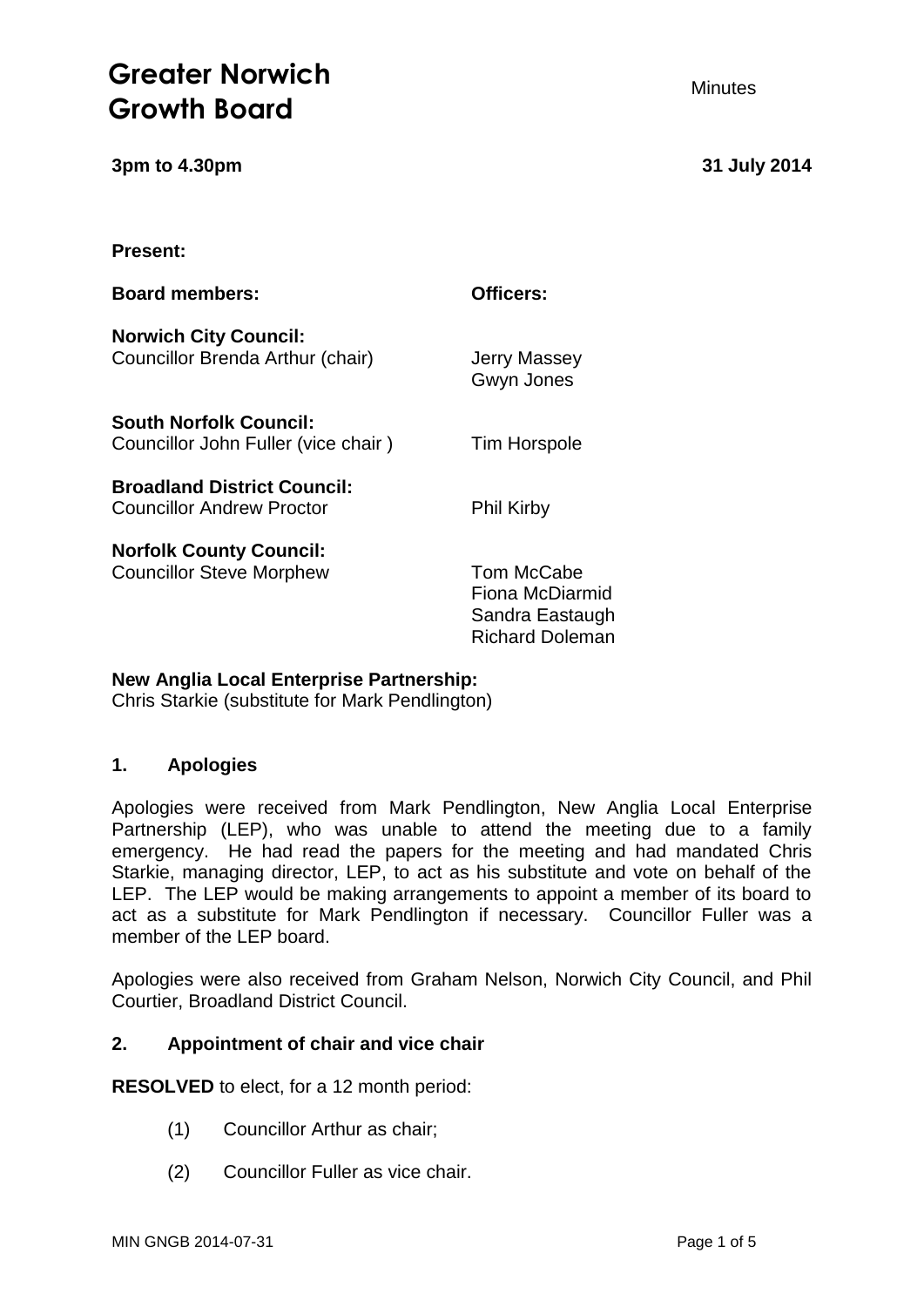# Greater Norwich Growth Board

Minutes

**3pm to 4.30pm** **31 July 2014**

**Present:**

| **Board members:** | **Officers:** |
| --- | --- |
| **Norwich City Council:** | |
| Councillor Brenda Arthur (chair) | Jerry Massey<br>Gwyn Jones |
| **South Norfolk Council:** | |
| Councillor John Fuller (vice chair ) | Tim Horspole |
| **Broadland District Council:** | |
| Councillor Andrew Proctor | Phil Kirby |
| **Norfolk County Council:** | |
| Councillor Steve Morphew | Tom McCabe<br>Fiona McDiarmid<br>Sandra Eastaugh<br>Richard Doleman |

**New Anglia Local Enterprise Partnership:**
Chris Starkie (substitute for Mark Pendlington)

## 1. Apologies

Apologies were received from Mark Pendlington, New Anglia Local Enterprise Partnership (LEP), who was unable to attend the meeting due to a family emergency. He had read the papers for the meeting and had mandated Chris Starkie, managing director, LEP, to act as his substitute and vote on behalf of the LEP. The LEP would be making arrangements to appoint a member of its board to act as a substitute for Mark Pendlington if necessary. Councillor Fuller was a member of the LEP board.

Apologies were also received from Graham Nelson, Norwich City Council, and Phil Courtier, Broadland District Council.

## 2. Appointment of chair and vice chair

**RESOLVED** to elect, for a 12 month period:

(1) Councillor Arthur as chair;

(2) Councillor Fuller as vice chair.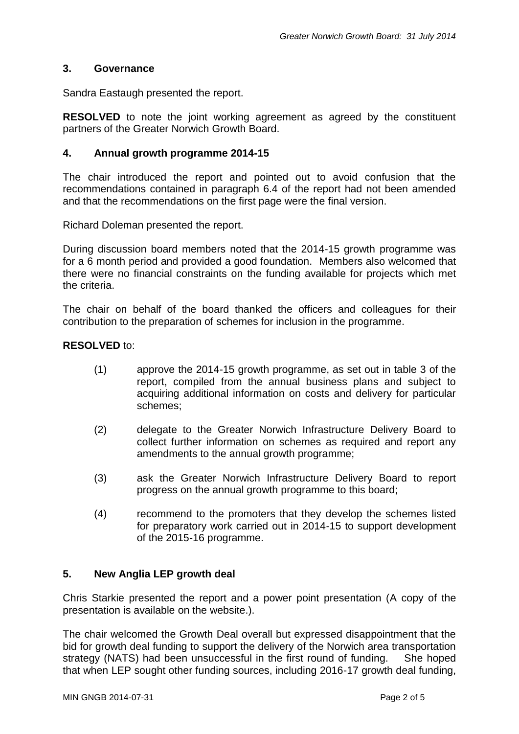## 3. Governance

Sandra Eastaugh presented the report.

**RESOLVED** to note the joint working agreement as agreed by the constituent partners of the Greater Norwich Growth Board.

## 4. Annual growth programme 2014-15

The chair introduced the report and pointed out to avoid confusion that the recommendations contained in paragraph 6.4 of the report had not been amended and that the recommendations on the first page were the final version.

Richard Doleman presented the report.

During discussion board members noted that the 2014-15 growth programme was for a 6 month period and provided a good foundation. Members also welcomed that there were no financial constraints on the funding available for projects which met the criteria.

The chair on behalf of the board thanked the officers and colleagues for their contribution to the preparation of schemes for inclusion in the programme.

**RESOLVED** to:

(1) approve the 2014-15 growth programme, as set out in table 3 of the report, compiled from the annual business plans and subject to acquiring additional information on costs and delivery for particular schemes;

(2) delegate to the Greater Norwich Infrastructure Delivery Board to collect further information on schemes as required and report any amendments to the annual growth programme;

(3) ask the Greater Norwich Infrastructure Delivery Board to report progress on the annual growth programme to this board;

(4) recommend to the promoters that they develop the schemes listed for preparatory work carried out in 2014-15 to support development of the 2015-16 programme.

## 5. New Anglia LEP growth deal

Chris Starkie presented the report and a power point presentation (A copy of the presentation is available on the website.).

The chair welcomed the Growth Deal overall but expressed disappointment that the bid for growth deal funding to support the delivery of the Norwich area transportation strategy (NATS) had been unsuccessful in the first round of funding. She hoped that when LEP sought other funding sources, including 2016-17 growth deal funding,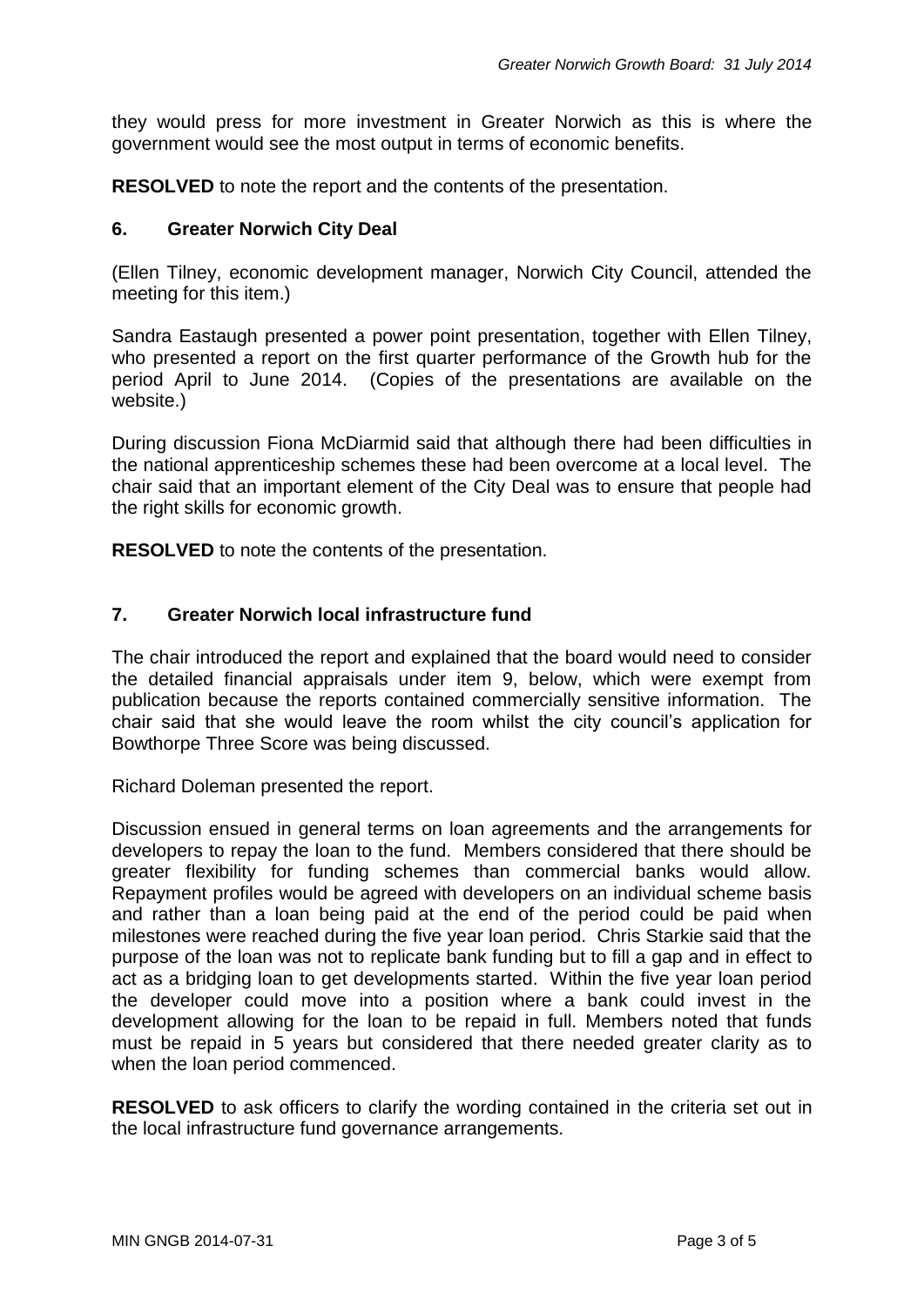they would press for more investment in Greater Norwich as this is where the government would see the most output in terms of economic benefits.

**RESOLVED** to note the report and the contents of the presentation.

## 6. Greater Norwich City Deal

(Ellen Tilney, economic development manager, Norwich City Council, attended the meeting for this item.)

Sandra Eastaugh presented a power point presentation, together with Ellen Tilney, who presented a report on the first quarter performance of the Growth hub for the period April to June 2014. (Copies of the presentations are available on the website.)

During discussion Fiona McDiarmid said that although there had been difficulties in the national apprenticeship schemes these had been overcome at a local level. The chair said that an important element of the City Deal was to ensure that people had the right skills for economic growth.

**RESOLVED** to note the contents of the presentation.

## 7. Greater Norwich local infrastructure fund

The chair introduced the report and explained that the board would need to consider the detailed financial appraisals under item 9, below, which were exempt from publication because the reports contained commercially sensitive information. The chair said that she would leave the room whilst the city council's application for Bowthorpe Three Score was being discussed.

Richard Doleman presented the report.

Discussion ensued in general terms on loan agreements and the arrangements for developers to repay the loan to the fund. Members considered that there should be greater flexibility for funding schemes than commercial banks would allow. Repayment profiles would be agreed with developers on an individual scheme basis and rather than a loan being paid at the end of the period could be paid when milestones were reached during the five year loan period. Chris Starkie said that the purpose of the loan was not to replicate bank funding but to fill a gap and in effect to act as a bridging loan to get developments started. Within the five year loan period the developer could move into a position where a bank could invest in the development allowing for the loan to be repaid in full. Members noted that funds must be repaid in 5 years but considered that there needed greater clarity as to when the loan period commenced.

**RESOLVED** to ask officers to clarify the wording contained in the criteria set out in the local infrastructure fund governance arrangements.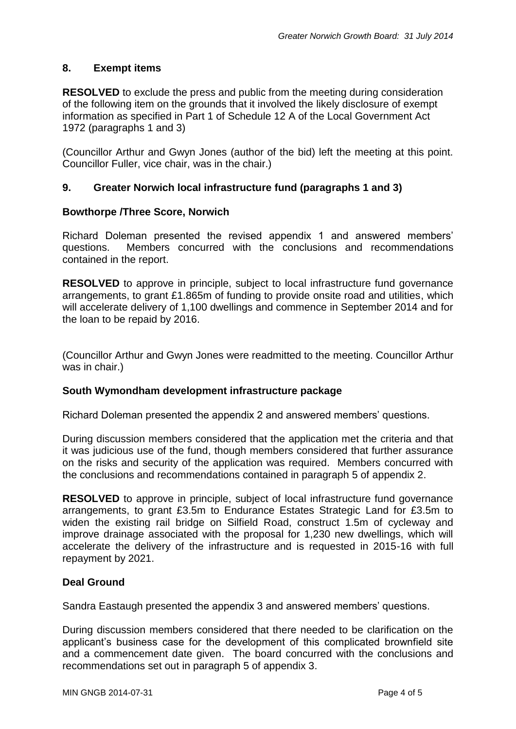## 8. Exempt items

**RESOLVED** to exclude the press and public from the meeting during consideration of the following item on the grounds that it involved the likely disclosure of exempt information as specified in Part 1 of Schedule 12 A of the Local Government Act 1972 (paragraphs 1 and 3)

(Councillor Arthur and Gwyn Jones (author of the bid) left the meeting at this point. Councillor Fuller, vice chair, was in the chair.)

## 9. Greater Norwich local infrastructure fund (paragraphs 1 and 3)

### Bowthorpe /Three Score, Norwich

Richard Doleman presented the revised appendix 1 and answered members' questions. Members concurred with the conclusions and recommendations contained in the report.

**RESOLVED** to approve in principle, subject to local infrastructure fund governance arrangements, to grant £1.865m of funding to provide onsite road and utilities, which will accelerate delivery of 1,100 dwellings and commence in September 2014 and for the loan to be repaid by 2016.

(Councillor Arthur and Gwyn Jones were readmitted to the meeting. Councillor Arthur was in chair.)

### South Wymondham development infrastructure package

Richard Doleman presented the appendix 2 and answered members' questions.

During discussion members considered that the application met the criteria and that it was judicious use of the fund, though members considered that further assurance on the risks and security of the application was required. Members concurred with the conclusions and recommendations contained in paragraph 5 of appendix 2.

**RESOLVED** to approve in principle, subject of local infrastructure fund governance arrangements, to grant £3.5m to Endurance Estates Strategic Land for £3.5m to widen the existing rail bridge on Silfield Road, construct 1.5m of cycleway and improve drainage associated with the proposal for 1,230 new dwellings, which will accelerate the delivery of the infrastructure and is requested in 2015-16 with full repayment by 2021.

### Deal Ground

Sandra Eastaugh presented the appendix 3 and answered members' questions.

During discussion members considered that there needed to be clarification on the applicant's business case for the development of this complicated brownfield site and a commencement date given. The board concurred with the conclusions and recommendations set out in paragraph 5 of appendix 3.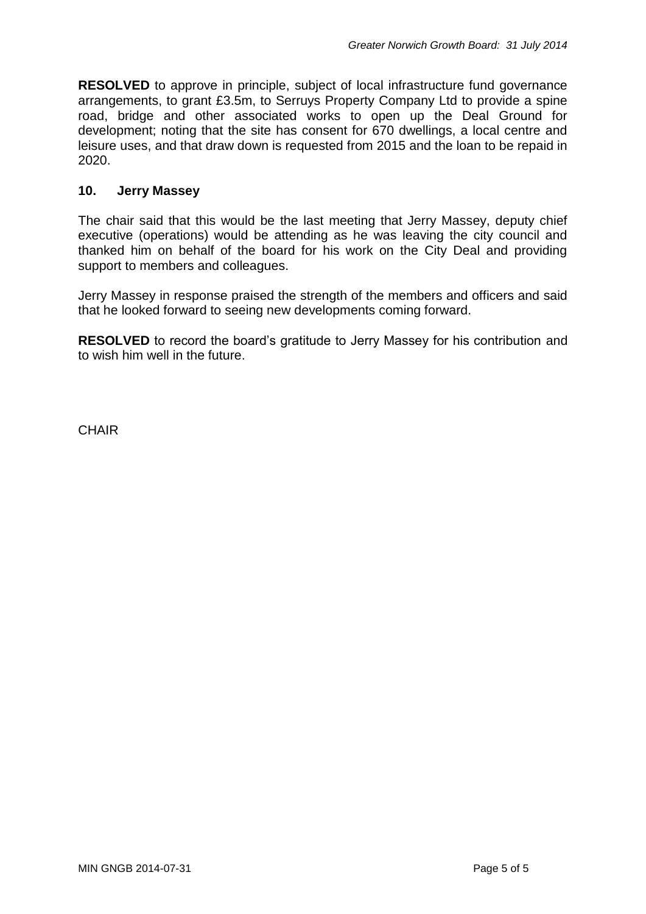**RESOLVED** to approve in principle, subject of local infrastructure fund governance arrangements, to grant £3.5m, to Serruys Property Company Ltd to provide a spine road, bridge and other associated works to open up the Deal Ground for development; noting that the site has consent for 670 dwellings, a local centre and leisure uses, and that draw down is requested from 2015 and the loan to be repaid in 2020.

## 10. Jerry Massey

The chair said that this would be the last meeting that Jerry Massey, deputy chief executive (operations) would be attending as he was leaving the city council and thanked him on behalf of the board for his work on the City Deal and providing support to members and colleagues.

Jerry Massey in response praised the strength of the members and officers and said that he looked forward to seeing new developments coming forward.

**RESOLVED** to record the board's gratitude to Jerry Massey for his contribution and to wish him well in the future.

CHAIR